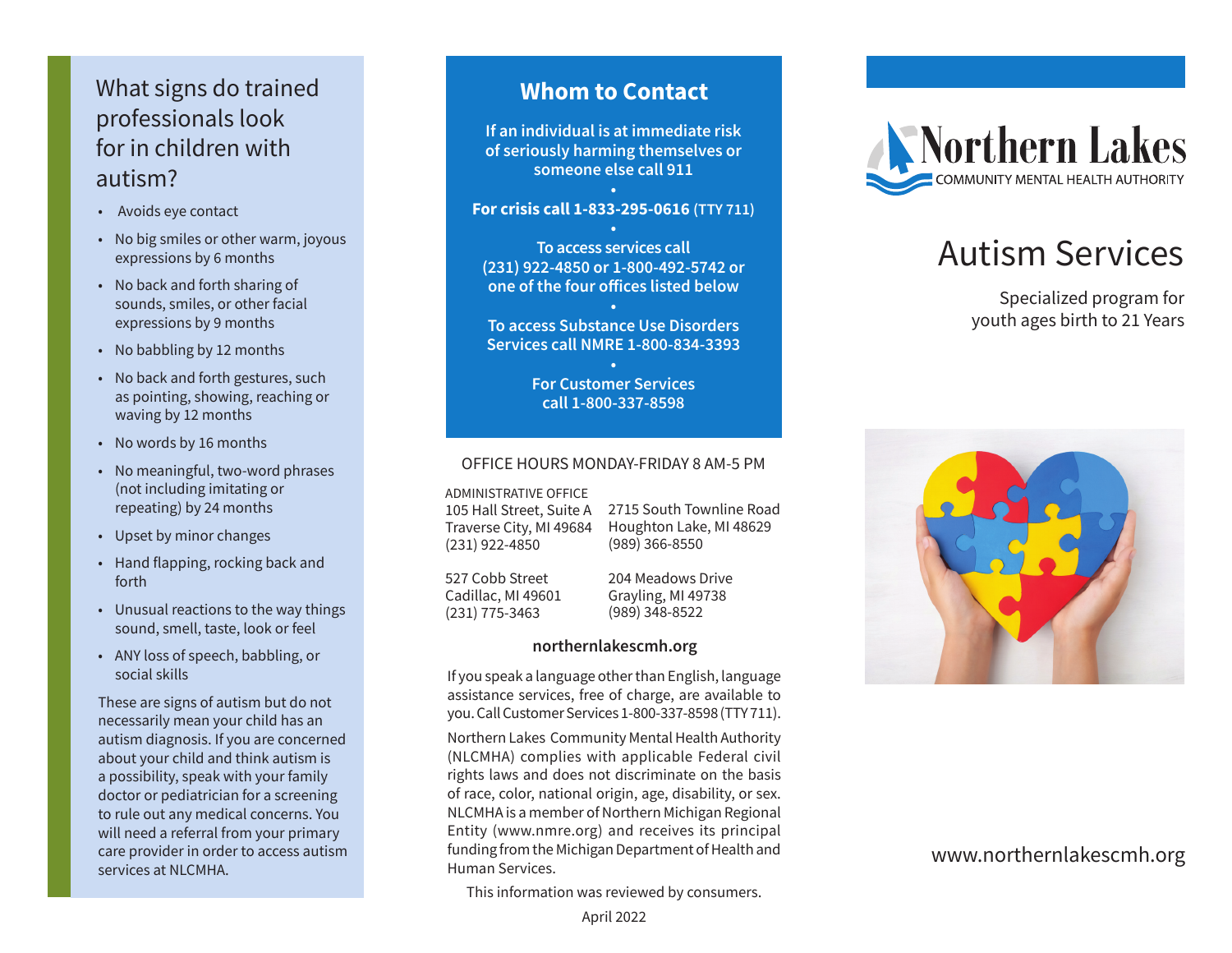## What signs do trained professionals look for in children with autism?

- Avoids eye contact
- No big smiles or other warm, joyous expressions by 6 months
- No back and forth sharing of sounds, smiles, or other facial expressions by 9 months
- No babbling by 12 months
- No back and forth gestures, such as pointing, showing, reaching or waving by 12 months
- No words by 16 months
- No meaningful, two-word phrases (not including imitating or repeating) by 24 months
- Upset by minor changes
- Hand flapping, rocking back and forth
- Unusual reactions to the way things sound, smell, taste, look or feel
- ANY loss of speech, babbling, or social skills

These are signs of autism but do not necessarily mean your child has an autism diagnosis. If you are concerned about your child and think autism is a possibility, speak with your family doctor or pediatrician for a screening to rule out any medical concerns. You will need a referral from your primary care provider in order to access autism services at NLCMHA.

## Whom to Contact

**If an individual is at immediate risk of seriously harming themselves or someone else call 911**

•

**For crisis call 1-833-295-0616** (TTY 711)

•

**To access services call (231) 922-4850 or 1-800-492-5742 or one of the four offices listed below**

•

**To access Substance Use Disorders Services call NMRE 1-800-834-3393**

•

**For Customer Services call 1-800-337-8598**

OFFICE HOURS MONDAY-FRIDAY 8 AM-5 PM

ADMINISTRATIVE OFFICE
105 Hall Street, Suite A
Traverse City, MI 49684
(231) 922-4850

2715 South Townline Road
Houghton Lake, MI 48629
(989) 366-8550

527 Cobb Street
Cadillac, MI 49601
(231) 775-3463

204 Meadows Drive
Grayling, MI 49738
(989) 348-8522

**northernlakescmh.org**

If you speak a language other than English, language assistance services, free of charge, are available to you. Call Customer Services 1-800-337-8598 (TTY 711).

Northern Lakes Community Mental Health Authority (NLCMHA) complies with applicable Federal civil rights laws and does not discriminate on the basis of race, color, national origin, age, disability, or sex. NLCMHA is a member of Northern Michigan Regional Entity (www.nmre.org) and receives its principal funding from the Michigan Department of Health and Human Services.

This information was reviewed by consumers.

April 2022

Northern Lakes
COMMUNITY MENTAL HEALTH AUTHORITY

# Autism Services

Specialized program for youth ages birth to 21 Years

www.northernlakescmh.org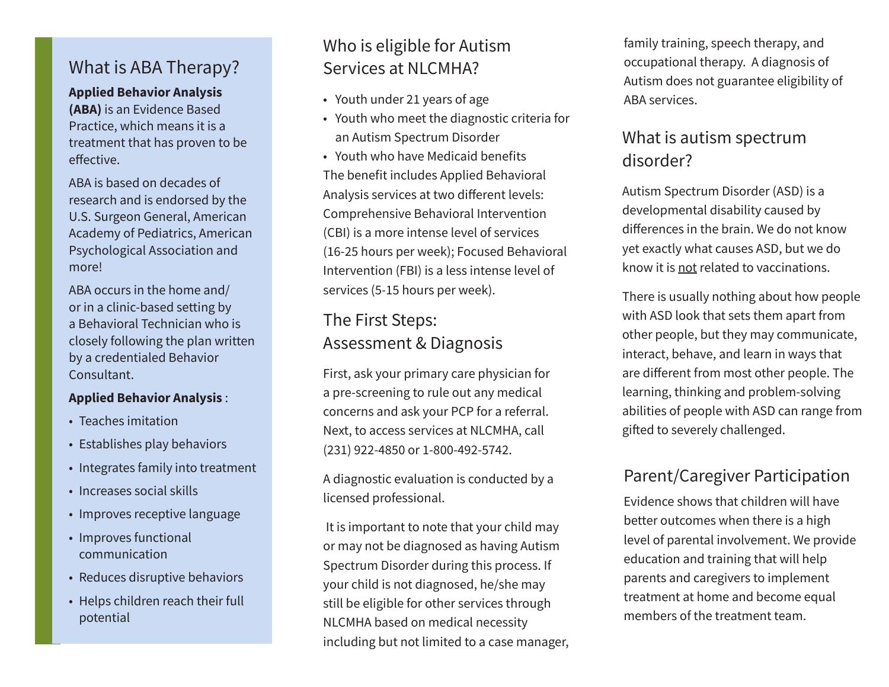## What is ABA Therapy?

**Applied Behavior Analysis (ABA)** is an Evidence Based Practice, which means it is a treatment that has proven to be effective.

ABA is based on decades of research and is endorsed by the U.S. Surgeon General, American Academy of Pediatrics, American Psychological Association and more!

ABA occurs in the home and/or in a clinic-based setting by a Behavioral Technician who is closely following the plan written by a credentialed Behavior Consultant.

**Applied Behavior Analysis** :

- Teaches imitation
- Establishes play behaviors
- Integrates family into treatment
- Increases social skills
- Improves receptive language
- Improves functional communication
- Reduces disruptive behaviors
- Helps children reach their full potential

## Who is eligible for Autism Services at NLCMHA?

- Youth under 21 years of age
- Youth who meet the diagnostic criteria for an Autism Spectrum Disorder
- Youth who have Medicaid benefits

The benefit includes Applied Behavioral Analysis services at two different levels: Comprehensive Behavioral Intervention (CBI) is a more intense level of services (16-25 hours per week); Focused Behavioral Intervention (FBI) is a less intense level of services (5-15 hours per week).

## The First Steps: Assessment & Diagnosis

First, ask your primary care physician for a pre-screening to rule out any medical concerns and ask your PCP for a referral. Next, to access services at NLCMHA, call (231) 922-4850 or 1-800-492-5742.

A diagnostic evaluation is conducted by a licensed professional.

It is important to note that your child may or may not be diagnosed as having Autism Spectrum Disorder during this process. If your child is not diagnosed, he/she may still be eligible for other services through NLCMHA based on medical necessity including but not limited to a case manager, family training, speech therapy, and occupational therapy. A diagnosis of Autism does not guarantee eligibility of ABA services.

## What is autism spectrum disorder?

Autism Spectrum Disorder (ASD) is a developmental disability caused by differences in the brain. We do not know yet exactly what causes ASD, but we do know it is <u>not</u> related to vaccinations.

There is usually nothing about how people with ASD look that sets them apart from other people, but they may communicate, interact, behave, and learn in ways that are different from most other people. The learning, thinking and problem-solving abilities of people with ASD can range from gifted to severely challenged.

## Parent/Caregiver Participation

Evidence shows that children will have better outcomes when there is a high level of parental involvement. We provide education and training that will help parents and caregivers to implement treatment at home and become equal members of the treatment team.